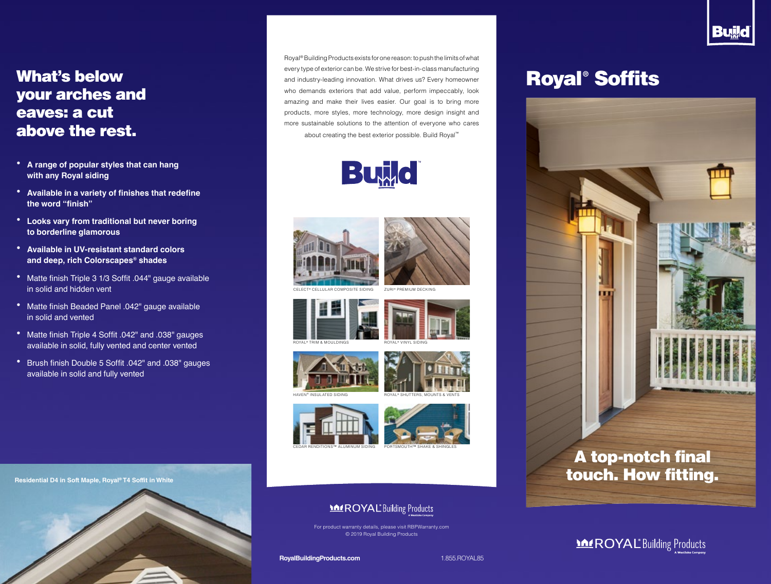# What's below your arches and eaves: a cut above the rest.

- **A range of popular styles that can hang with any Royal siding**
- **Available in a variety of finishes that redefine the word "finish"**
- **Looks vary from traditional but never boring to borderline glamorous**
- **Available in UV-resistant standard colors and deep, rich Colorscapes® shades**
- Matte finish Triple 3 1/3 Soffit .044" gauge available in solid and hidden vent
- Matte finish Beaded Panel .042" gauge available in solid and vented
- Matte finish Triple 4 Soffit .042" and .038" gauges available in solid, fully vented and center vented
- Brush finish Double 5 Soffit .042" and .038" gauges available in solid and fully vented

**Residential D4 in Soft Maple, Royal® T4 Soffit in White**

Royal® Building Products exists for one reason: to push the limits of what every type of exterior can be. We strive for best-in-class manufacturing and industry-leading innovation. What drives us? Every homeowner who demands exteriors that add value, perform impeccably, look amazing and make their lives easier. Our goal is to bring more products, more styles, more technology, more design insight and more sustainable solutions to the attention of everyone who cares about creating the best exterior possible. Build Royal™

Build™

CELECT® CELLULAR COMPOSITE SIDING

ZURI® PREMIUM DECKING

ROYAL® TRIM & MOULDINGS

ROYAL® VINYL SIDING

HAVEN® INSULATED SIDING

ROYAL® SHUTTERS, MOUNTS & VENTS

CEDAR RENDITIONS™ ALUMINUM SIDING

PORTSMOUTH™ SHAKE & SHINGLES

ROYAL® Building Products — A Westlake Company

For product warranty details, please visit RBPWarranty.com
© 2019 Royal Building Products

**RoyalBuildingProducts.com**

1.855.ROYAL85

Build

# Royal® Soffits

**A top-notch final touch. How fitting.**

ROYAL® Building Products — A Westlake Company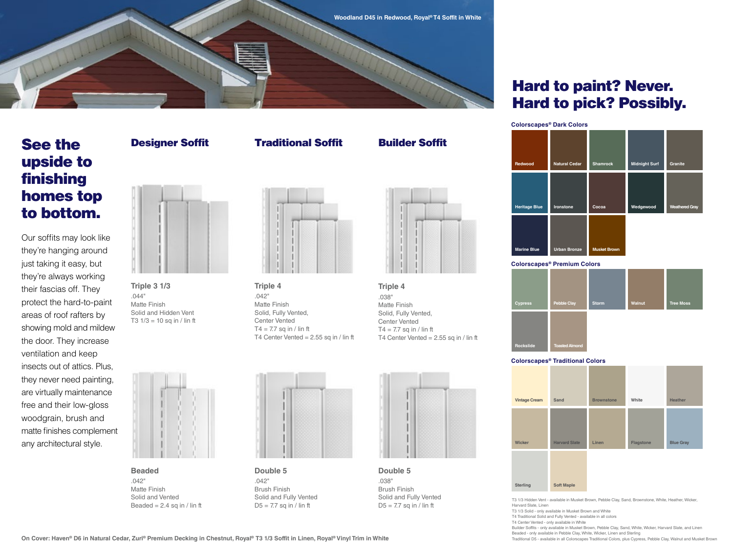Woodland D45 in Redwood, Royal® T4 Soffit in White

# See the upside to finishing homes top to bottom.

Our soffits may look like they're hanging around just taking it easy, but they're always working their fascias off. They protect the hard-to-paint areas of roof rafters by showing mold and mildew the door. They increase ventilation and keep insects out of attics. Plus, they never need painting, are virtually maintenance free and their low-gloss woodgrain, brush and matte finishes complement any architectural style.

## Designer Soffit

**Triple 3 1/3**
.044"
Matte Finish
Solid and Hidden Vent
T3 1/3 = 10 sq in / lin ft

**Beaded**
.042"
Matte Finish
Solid and Vented
Beaded = 2.4 sq in / lin ft

## Traditional Soffit

**Triple 4**
.042"
Matte Finish
Solid, Fully Vented, Center Vented
T4 = 7.7 sq in / lin ft
T4 Center Vented = 2.55 sq in / lin ft

**Double 5**
.042"
Brush Finish
Solid and Fully Vented
D5 = 7.7 sq in / lin ft

## Builder Soffit

**Triple 4**
.038"
Matte Finish
Solid, Fully Vented, Center Vented
T4 = 7.7 sq in / lin ft
T4 Center Vented = 2.55 sq in / lin ft

**Double 5**
.038"
Brush Finish
Solid and Fully Vented
D5 = 7.7 sq in / lin ft

On Cover: Haven® D6 in Natural Cedar, Zuri® Premium Decking in Chestnut, Royal® T3 1/3 Soffit in Linen, Royal® Vinyl Trim in White

# Hard to paint? Never. Hard to pick? Possibly.

### Colorscapes® Dark Colors

Redwood, Natural Cedar, Shamrock, Midnight Surf, Granite, Heritage Blue, Ironstone, Cocoa, Wedgewood, Weathered Gray, Marine Blue, Urban Bronze, Musket Brown

### Colorscapes® Premium Colors

Cypress, Pebble Clay, Storm, Walnut, Tree Moss, Rockslide, Toasted Almond

### Colorscapes® Traditional Colors

Vintage Cream, Sand, Brownstone, White, Heather, Wicker, Harvard Slate, Linen, Flagstone, Blue Gray, Sterling, Soft Maple

T3 1/3 Hidden Vent - available in Musket Brown, Pebble Clay, Sand, Brownstone, White, Heather, Wicker, Harvard Slate, Linen
T3 1/3 Solid - only available in Musket Brown and White
T4 Traditional Solid and Fully Vented - available in all colors
T4 Center Vented - only available in White
Builder Soffits - only available in Musket Brown, Pebble Clay, Sand, White, Wicker, Harvard Slate, and Linen
Beaded - only available in Pebble Clay, White, Wicker, Linen and Sterling
Traditional D5 - available in all Colorscapes Traditional Colors, plus Cypress, Pebble Clay, Walnut and Musket Brown